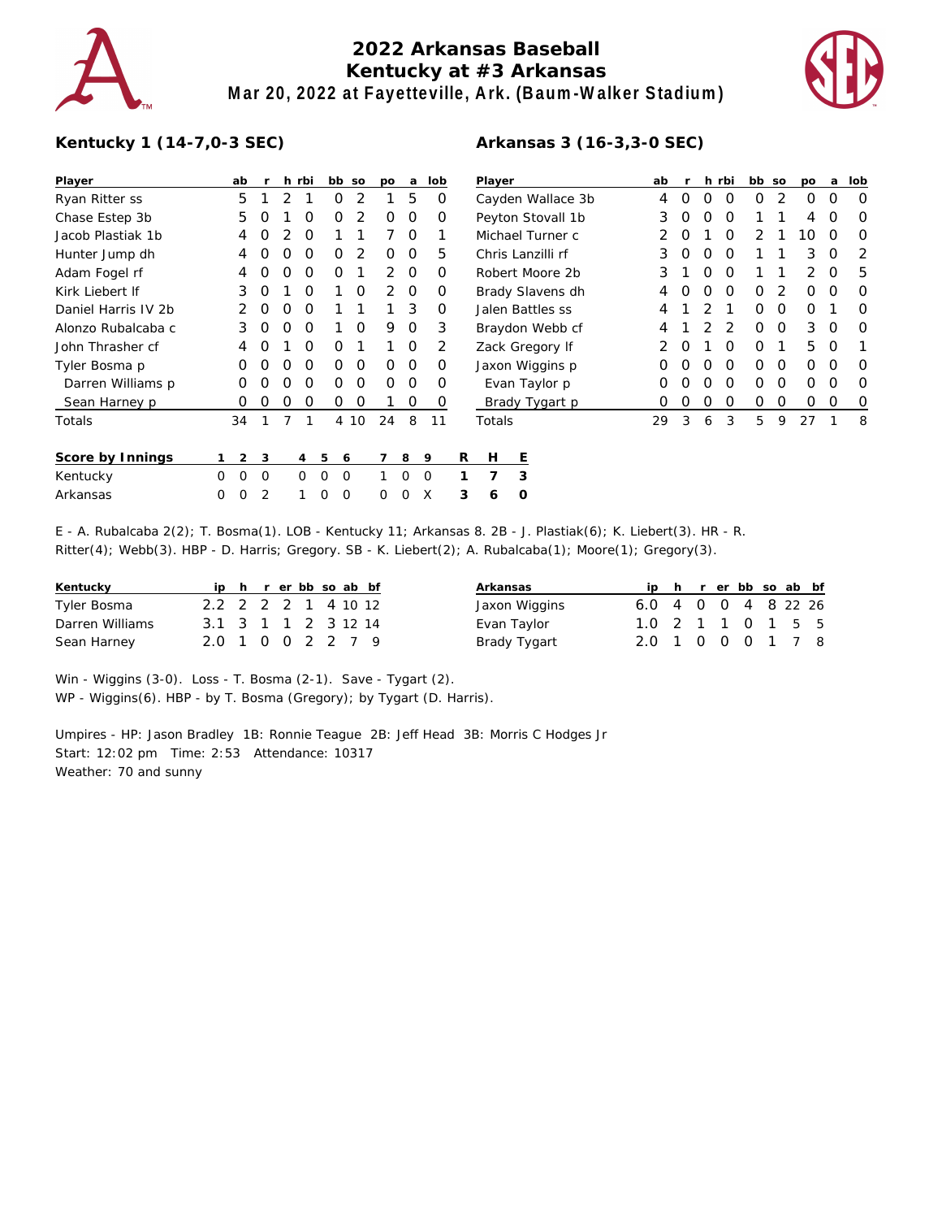# 2022 Arkansas Baseball
## Kentucky at #3 Arkansas
### Mar 20, 2022 at Fayetteville, Ark. (Baum-Walker Stadium)

**Kentucky 1 (14-7,0-3 SEC)**

| Player | ab | r | h | rbi | bb | so | po | a | lob |
|---|---|---|---|---|---|---|---|---|---|
| Ryan Ritter ss | 5 | 1 | 2 | 1 | 0 | 2 | 1 | 5 | 0 |
| Chase Estep 3b | 5 | 0 | 1 | 0 | 0 | 2 | 0 | 0 | 0 |
| Jacob Plastiak 1b | 4 | 0 | 2 | 0 | 1 | 1 | 7 | 0 | 1 |
| Hunter Jump dh | 4 | 0 | 0 | 0 | 0 | 2 | 0 | 0 | 5 |
| Adam Fogel rf | 4 | 0 | 0 | 0 | 0 | 1 | 2 | 0 | 0 |
| Kirk Liebert lf | 3 | 0 | 1 | 0 | 1 | 0 | 2 | 0 | 0 |
| Daniel Harris IV 2b | 2 | 0 | 0 | 0 | 1 | 1 | 1 | 3 | 0 |
| Alonzo Rubalcaba c | 3 | 0 | 0 | 0 | 1 | 0 | 9 | 0 | 3 |
| John Thrasher cf | 4 | 0 | 1 | 0 | 0 | 1 | 1 | 0 | 2 |
| Tyler Bosma p | 0 | 0 | 0 | 0 | 0 | 0 | 0 | 0 | 0 |
| Darren Williams p | 0 | 0 | 0 | 0 | 0 | 0 | 0 | 0 | 0 |
| Sean Harney p | 0 | 0 | 0 | 0 | 0 | 0 | 1 | 0 | 0 |
| Totals | 34 | 1 | 7 | 1 | 4 | 10 | 24 | 8 | 11 |

**Arkansas 3 (16-3,3-0 SEC)**

| Player | ab | r | h | rbi | bb | so | po | a | lob |
|---|---|---|---|---|---|---|---|---|---|
| Cayden Wallace 3b | 4 | 0 | 0 | 0 | 0 | 2 | 0 | 0 | 0 |
| Peyton Stovall 1b | 3 | 0 | 0 | 0 | 1 | 1 | 4 | 0 | 0 |
| Michael Turner c | 2 | 0 | 1 | 0 | 2 | 1 | 10 | 0 | 0 |
| Chris Lanzilli rf | 3 | 0 | 0 | 0 | 1 | 1 | 3 | 0 | 2 |
| Robert Moore 2b | 3 | 1 | 0 | 0 | 1 | 1 | 2 | 0 | 5 |
| Brady Slavens dh | 4 | 0 | 0 | 0 | 0 | 2 | 0 | 0 | 0 |
| Jalen Battles ss | 4 | 1 | 2 | 1 | 0 | 0 | 0 | 1 | 0 |
| Braydon Webb cf | 4 | 1 | 2 | 2 | 0 | 0 | 3 | 0 | 0 |
| Zack Gregory lf | 2 | 0 | 1 | 0 | 0 | 1 | 5 | 0 | 1 |
| Jaxon Wiggins p | 0 | 0 | 0 | 0 | 0 | 0 | 0 | 0 | 0 |
| Evan Taylor p | 0 | 0 | 0 | 0 | 0 | 0 | 0 | 0 | 0 |
| Brady Tygart p | 0 | 0 | 0 | 0 | 0 | 0 | 0 | 0 | 0 |
| Totals | 29 | 3 | 6 | 3 | 5 | 9 | 27 | 1 | 8 |

| Score by Innings | 1 | 2 | 3 | 4 | 5 | 6 | 7 | 8 | 9 | R | H | E |
|---|---|---|---|---|---|---|---|---|---|---|---|---|
| Kentucky | 0 | 0 | 0 | 0 | 0 | 0 | 1 | 0 | 0 | 1 | 7 | 3 |
| Arkansas | 0 | 0 | 2 | 1 | 0 | 0 | 0 | 0 | X | 3 | 6 | 0 |

E - A. Rubalcaba 2(2); T. Bosma(1). LOB - Kentucky 11; Arkansas 8. 2B - J. Plastiak(6); K. Liebert(3). HR - R. Ritter(4); Webb(3). HBP - D. Harris; Gregory. SB - K. Liebert(2); A. Rubalcaba(1); Moore(1); Gregory(3).

| Kentucky | ip | h | r | er | bb | so | ab | bf |
|---|---|---|---|---|---|---|---|---|
| Tyler Bosma | 2.2 | 2 | 2 | 2 | 1 | 4 | 10 | 12 |
| Darren Williams | 3.1 | 3 | 1 | 1 | 2 | 3 | 12 | 14 |
| Sean Harney | 2.0 | 1 | 0 | 0 | 2 | 2 | 7 | 9 |

| Arkansas | ip | h | r | er | bb | so | ab | bf |
|---|---|---|---|---|---|---|---|---|
| Jaxon Wiggins | 6.0 | 4 | 0 | 0 | 4 | 8 | 22 | 26 |
| Evan Taylor | 1.0 | 2 | 1 | 1 | 0 | 1 | 5 | 5 |
| Brady Tygart | 2.0 | 1 | 0 | 0 | 0 | 1 | 7 | 8 |

Win - Wiggins (3-0). Loss - T. Bosma (2-1). Save - Tygart (2).
WP - Wiggins(6). HBP - by T. Bosma (Gregory); by Tygart (D. Harris).

Umpires - HP: Jason Bradley 1B: Ronnie Teague 2B: Jeff Head 3B: Morris C Hodges Jr
Start: 12:02 pm Time: 2:53 Attendance: 10317
Weather: 70 and sunny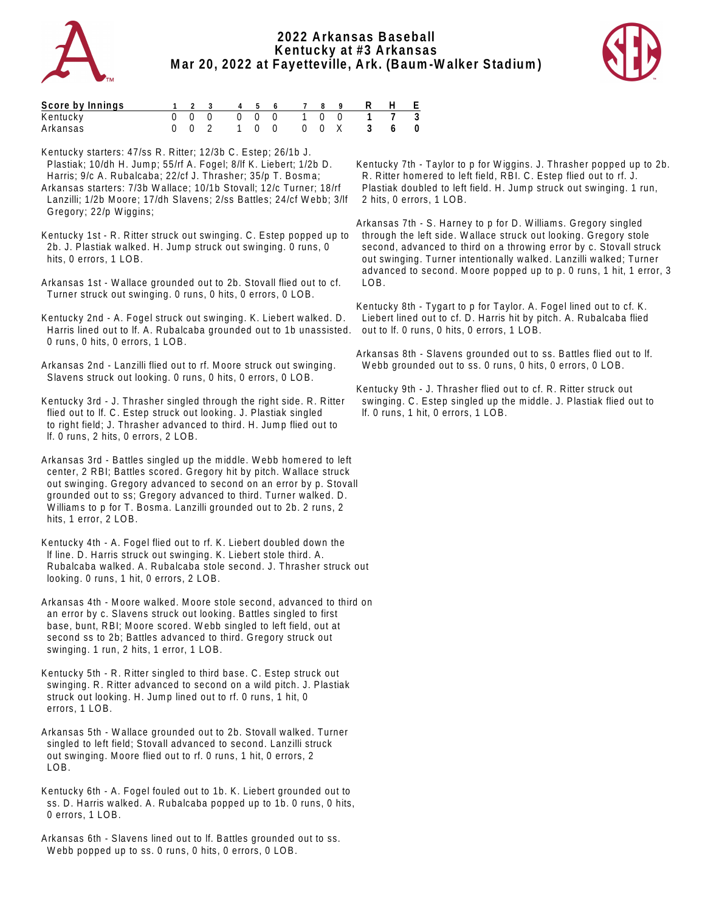# 2022 Arkansas Baseball
## Kentucky at #3 Arkansas
### Mar 20, 2022 at Fayetteville, Ark. (Baum-Walker Stadium)

| Score by Innings | 1 | 2 | 3 | 4 | 5 | 6 | 7 | 8 | 9 | R | H | E |
|---|---|---|---|---|---|---|---|---|---|---|---|---|
| Kentucky | 0 | 0 | 0 | 0 | 0 | 0 | 1 | 0 | 0 | **1** | **7** | **3** |
| Arkansas | 0 | 0 | 2 | 1 | 0 | 0 | 0 | 0 | X | **3** | **6** | **0** |

Kentucky starters: 47/ss R. Ritter; 12/3b C. Estep; 26/1b J. Plastiak; 10/dh H. Jump; 55/rf A. Fogel; 8/lf K. Liebert; 1/2b D. Harris; 9/c A. Rubalcaba; 22/cf J. Thrasher; 35/p T. Bosma;
Arkansas starters: 7/3b Wallace; 10/1b Stovall; 12/c Turner; 18/rf Lanzilli; 1/2b Moore; 17/dh Slavens; 2/ss Battles; 24/cf Webb; 3/lf Gregory; 22/p Wiggins;

Kentucky 1st - R. Ritter struck out swinging. C. Estep popped up to 2b. J. Plastiak walked. H. Jump struck out swinging. 0 runs, 0 hits, 0 errors, 1 LOB.

Arkansas 1st - Wallace grounded out to 2b. Stovall flied out to cf. Turner struck out swinging. 0 runs, 0 hits, 0 errors, 0 LOB.

Kentucky 2nd - A. Fogel struck out swinging. K. Liebert walked. D. Harris lined out to lf. A. Rubalcaba grounded out to 1b unassisted. 0 runs, 0 hits, 0 errors, 1 LOB.

Arkansas 2nd - Lanzilli flied out to rf. Moore struck out swinging. Slavens struck out looking. 0 runs, 0 hits, 0 errors, 0 LOB.

Kentucky 3rd - J. Thrasher singled through the right side. R. Ritter flied out to lf. C. Estep struck out looking. J. Plastiak singled to right field; J. Thrasher advanced to third. H. Jump flied out to lf. 0 runs, 2 hits, 0 errors, 2 LOB.

Arkansas 3rd - Battles singled up the middle. Webb homered to left center, 2 RBI; Battles scored. Gregory hit by pitch. Wallace struck out swinging. Gregory advanced to second on an error by p. Stovall grounded out to ss; Gregory advanced to third. Turner walked. D. Williams to p for T. Bosma. Lanzilli grounded out to 2b. 2 runs, 2 hits, 1 error, 2 LOB.

Kentucky 4th - A. Fogel flied out to rf. K. Liebert doubled down the lf line. D. Harris struck out swinging. K. Liebert stole third. A. Rubalcaba walked. A. Rubalcaba stole second. J. Thrasher struck out looking. 0 runs, 1 hit, 0 errors, 2 LOB.

Arkansas 4th - Moore walked. Moore stole second, advanced to third on an error by c. Slavens struck out looking. Battles singled to first base, bunt, RBI; Moore scored. Webb singled to left field, out at second ss to 2b; Battles advanced to third. Gregory struck out swinging. 1 run, 2 hits, 1 error, 1 LOB.

Kentucky 5th - R. Ritter singled to third base. C. Estep struck out swinging. R. Ritter advanced to second on a wild pitch. J. Plastiak struck out looking. H. Jump lined out to rf. 0 runs, 1 hit, 0 errors, 1 LOB.

Arkansas 5th - Wallace grounded out to 2b. Stovall walked. Turner singled to left field; Stovall advanced to second. Lanzilli struck out swinging. Moore flied out to rf. 0 runs, 1 hit, 0 errors, 2 LOB.

Kentucky 6th - A. Fogel fouled out to 1b. K. Liebert grounded out to ss. D. Harris walked. A. Rubalcaba popped up to 1b. 0 runs, 0 hits, 0 errors, 1 LOB.

Arkansas 6th - Slavens lined out to lf. Battles grounded out to ss. Webb popped up to ss. 0 runs, 0 hits, 0 errors, 0 LOB.

Kentucky 7th - Taylor to p for Wiggins. J. Thrasher popped up to 2b. R. Ritter homered to left field, RBI. C. Estep flied out to rf. J. Plastiak doubled to left field. H. Jump struck out swinging. 1 run, 2 hits, 0 errors, 1 LOB.

Arkansas 7th - S. Harney to p for D. Williams. Gregory singled through the left side. Wallace struck out looking. Gregory stole second, advanced to third on a throwing error by c. Stovall struck out swinging. Turner intentionally walked. Lanzilli walked; Turner advanced to second. Moore popped up to p. 0 runs, 1 hit, 1 error, 3 LOB.

Kentucky 8th - Tygart to p for Taylor. A. Fogel lined out to cf. K. Liebert lined out to cf. D. Harris hit by pitch. A. Rubalcaba flied out to lf. 0 runs, 0 hits, 0 errors, 1 LOB.

Arkansas 8th - Slavens grounded out to ss. Battles flied out to lf. Webb grounded out to ss. 0 runs, 0 hits, 0 errors, 0 LOB.

Kentucky 9th - J. Thrasher flied out to cf. R. Ritter struck out swinging. C. Estep singled up the middle. J. Plastiak flied out to lf. 0 runs, 1 hit, 0 errors, 1 LOB.